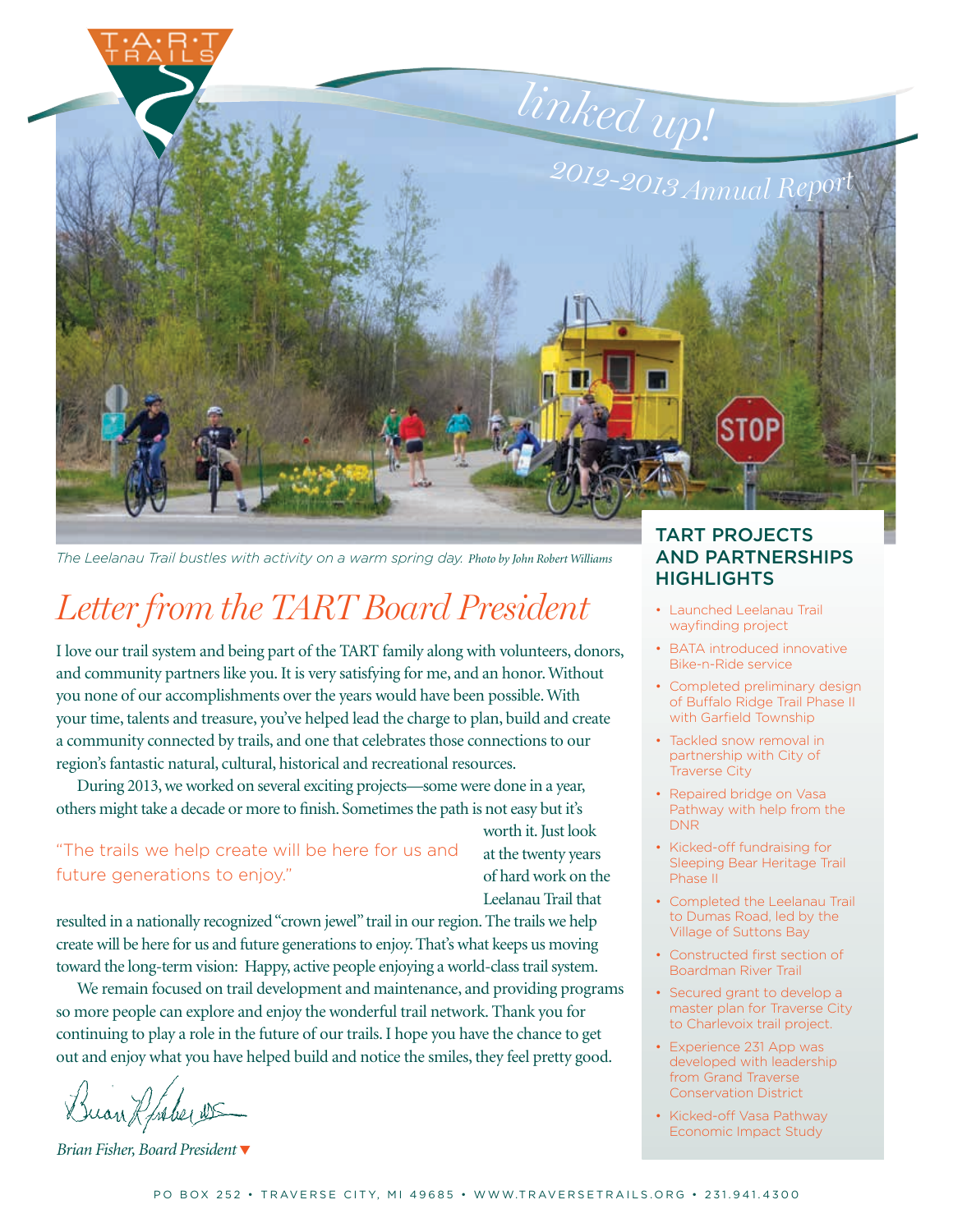T·A·R·T TRAILS

# linked up!

## 2012-2013 Annual Report

*The Leelanau Trail bustles with activity on a warm spring day. Photo by John Robert Williams*

## Letter from the TART Board President

I love our trail system and being part of the TART family along with volunteers, donors, and community partners like you. It is very satisfying for me, and an honor. Without you none of our accomplishments over the years would have been possible. With your time, talents and treasure, you've helped lead the charge to plan, build and create a community connected by trails, and one that celebrates those connections to our region's fantastic natural, cultural, historical and recreational resources.

During 2013, we worked on several exciting projects—some were done in a year, others might take a decade or more to finish. Sometimes the path is not easy but it's worth it. Just look at the twenty years of hard work on the Leelanau Trail that resulted in a nationally recognized "crown jewel" trail in our region. The trails we help create will be here for us and future generations to enjoy. That's what keeps us moving toward the long-term vision: Happy, active people enjoying a world-class trail system.

> "The trails we help create will be here for us and future generations to enjoy."

We remain focused on trail development and maintenance, and providing programs so more people can explore and enjoy the wonderful trail network. Thank you for continuing to play a role in the future of our trails. I hope you have the chance to get out and enjoy what you have helped build and notice the smiles, they feel pretty good.

*Brian Fisher, Board President*

## TART PROJECTS AND PARTNERSHIPS HIGHLIGHTS

- Launched Leelanau Trail wayfinding project
- BATA introduced innovative Bike-n-Ride service
- Completed preliminary design of Buffalo Ridge Trail Phase II with Garfield Township
- Tackled snow removal in partnership with City of Traverse City
- Repaired bridge on Vasa Pathway with help from the DNR
- Kicked-off fundraising for Sleeping Bear Heritage Trail Phase II
- Completed the Leelanau Trail to Dumas Road, led by the Village of Suttons Bay
- Constructed first section of Boardman River Trail
- Secured grant to develop a master plan for Traverse City to Charlevoix trail project.
- Experience 231 App was developed with leadership from Grand Traverse Conservation District
- Kicked-off Vasa Pathway Economic Impact Study

PO BOX 252 • TRAVERSE CITY, MI 49685 • WWW.TRAVERSETRAILS.ORG • 231.941.4300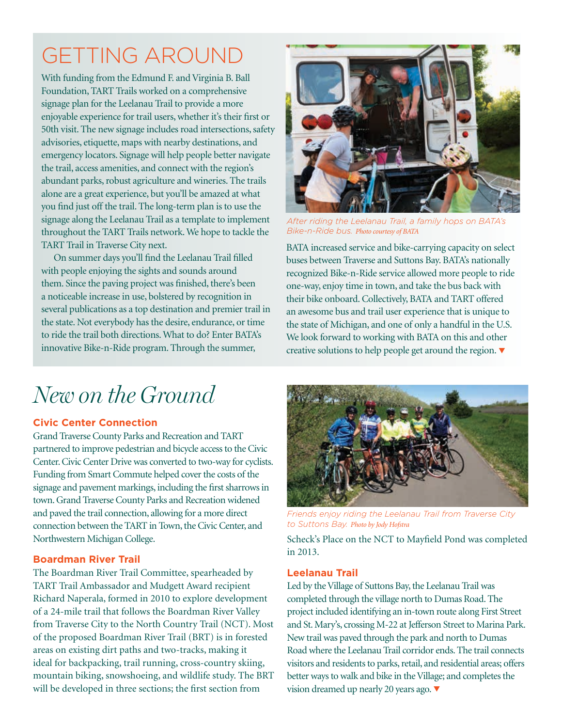# GETTING AROUND

With funding from the Edmund F. and Virginia B. Ball Foundation, TART Trails worked on a comprehensive signage plan for the Leelanau Trail to provide a more enjoyable experience for trail users, whether it's their first or 50th visit. The new signage includes road intersections, safety advisories, etiquette, maps with nearby destinations, and emergency locators. Signage will help people better navigate the trail, access amenities, and connect with the region's abundant parks, robust agriculture and wineries. The trails alone are a great experience, but you'll be amazed at what you find just off the trail. The long-term plan is to use the signage along the Leelanau Trail as a template to implement throughout the TART Trails network. We hope to tackle the TART Trail in Traverse City next.

On summer days you'll find the Leelanau Trail filled with people enjoying the sights and sounds around them. Since the paving project was finished, there's been a noticeable increase in use, bolstered by recognition in several publications as a top destination and premier trail in the state. Not everybody has the desire, endurance, or time to ride the trail both directions. What to do? Enter BATA's innovative Bike-n-Ride program. Through the summer, BATA increased service and bike-carrying capacity on select buses between Traverse and Suttons Bay. BATA's nationally recognized Bike-n-Ride service allowed more people to ride one-way, enjoy time in town, and take the bus back with their bike onboard. Collectively, BATA and TART offered an awesome bus and trail user experience that is unique to the state of Michigan, and one of only a handful in the U.S. We look forward to working with BATA on this and other creative solutions to help people get around the region. ▼

*After riding the Leelanau Trail, a family hops on BATA's Bike-n-Ride bus. Photo courtesy of BATA*

# *New on the Ground*

### Civic Center Connection

Grand Traverse County Parks and Recreation and TART partnered to improve pedestrian and bicycle access to the Civic Center. Civic Center Drive was converted to two-way for cyclists. Funding from Smart Commute helped cover the costs of the signage and pavement markings, including the first sharrows in town. Grand Traverse County Parks and Recreation widened and paved the trail connection, allowing for a more direct connection between the TART in Town, the Civic Center, and Northwestern Michigan College.

### Boardman River Trail

The Boardman River Trail Committee, spearheaded by TART Trail Ambassador and Mudgett Award recipient Richard Naperala, formed in 2010 to explore development of a 24-mile trail that follows the Boardman River Valley from Traverse City to the North Country Trail (NCT). Most of the proposed Boardman River Trail (BRT) is in forested areas on existing dirt paths and two-tracks, making it ideal for backpacking, trail running, cross-country skiing, mountain biking, snowshoeing, and wildlife study. The BRT will be developed in three sections; the first section from Scheck's Place on the NCT to Mayfield Pond was completed in 2013.

*Friends enjoy riding the Leelanau Trail from Traverse City to Suttons Bay. Photo by Jody Hofstra*

### Leelanau Trail

Led by the Village of Suttons Bay, the Leelanau Trail was completed through the village north to Dumas Road. The project included identifying an in-town route along First Street and St. Mary's, crossing M-22 at Jefferson Street to Marina Park. New trail was paved through the park and north to Dumas Road where the Leelanau Trail corridor ends. The trail connects visitors and residents to parks, retail, and residential areas; offers better ways to walk and bike in the Village; and completes the vision dreamed up nearly 20 years ago. ▼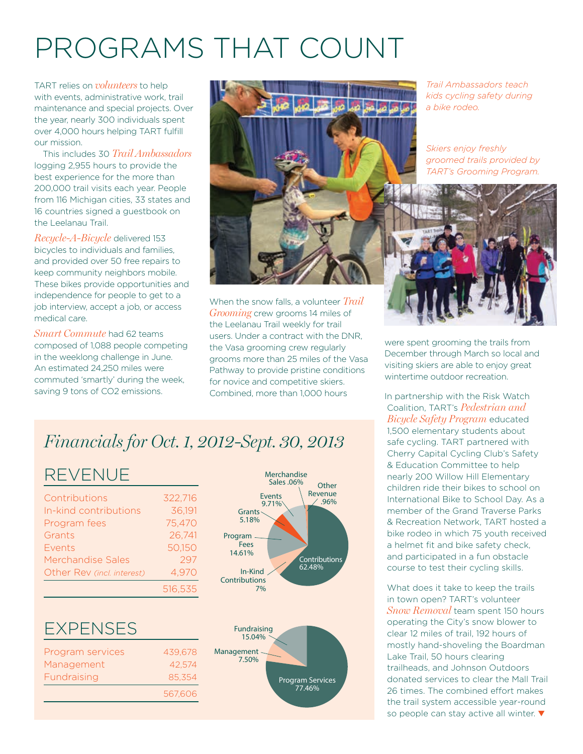# PROGRAMS THAT COUNT

TART relies on *volunteers* to help with events, administrative work, trail maintenance and special projects. Over the year, nearly 300 individuals spent over 4,000 hours helping TART fulfill our mission.

This includes 30 *Trail Ambassadors* logging 2,955 hours to provide the best experience for the more than 200,000 trail visits each year. People from 116 Michigan cities, 33 states and 16 countries signed a guestbook on the Leelanau Trail.

*Recycle-A-Bicycle* delivered 153 bicycles to individuals and families, and provided over 50 free repairs to keep community neighbors mobile. These bikes provide opportunities and independence for people to get to a job interview, accept a job, or access medical care.

*Smart Commute* had 62 teams composed of 1,088 people competing in the weeklong challenge in June. An estimated 24,250 miles were commuted 'smartly' during the week, saving 9 tons of $CO_2$ emissions.

*Trail Ambassadors teach kids cycling safety during a bike rodeo.*

*Skiers enjoy freshly groomed trails provided by TART's Grooming Program.*

When the snow falls, a volunteer *Trail Grooming* crew grooms 14 miles of the Leelanau Trail weekly for trail users. Under a contract with the DNR, the Vasa grooming crew regularly grooms more than 25 miles of the Vasa Pathway to provide pristine conditions for novice and competitive skiers. Combined, more than 1,000 hours were spent grooming the trails from December through March so local and visiting skiers are able to enjoy great wintertime outdoor recreation.

In partnership with the Risk Watch Coalition, TART's *Pedestrian and Bicycle Safety Program* educated 1,500 elementary students about safe cycling. TART partnered with Cherry Capital Cycling Club's Safety & Education Committee to help nearly 200 Willow Hill Elementary children ride their bikes to school on International Bike to School Day. As a member of the Grand Traverse Parks & Recreation Network, TART hosted a bike rodeo in which 75 youth received a helmet fit and bike safety check, and participated in a fun obstacle course to test their cycling skills.

What does it take to keep the trails in town open? TART's volunteer *Snow Removal* team spent 150 hours operating the City's snow blower to clear 12 miles of trail, 192 hours of mostly hand-shoveling the Boardman Lake Trail, 50 hours clearing trailheads, and Johnson Outdoors donated services to clear the Mall Trail 26 times. The combined effort makes the trail system accessible year-round so people can stay active all winter.

## *Financials for Oct. 1, 2012-Sept. 30, 2013*

### REVENUE

| | |
|---|---|
| Contributions | 322,716 |
| In-kind contributions | 36,191 |
| Program fees | 75,470 |
| Grants | 26,741 |
| Events | 50,150 |
| Merchandise Sales | 297 |
| Other Rev *(incl. interest)* | 4,970 |
| | 516,535 |

Contributions 62.48%; In-Kind Contributions 7%; Program Fees 14.61%; Grants 5.18%; Events 9.71%; Merchandise Sales .06%; Other Revenue .96%

### EXPENSES

| | |
|---|---|
| Program services | 439,678 |
| Management | 42,574 |
| Fundraising | 85,354 |
| | 567,606 |

Program Services 77.46%; Management 7.50%; Fundraising 15.04%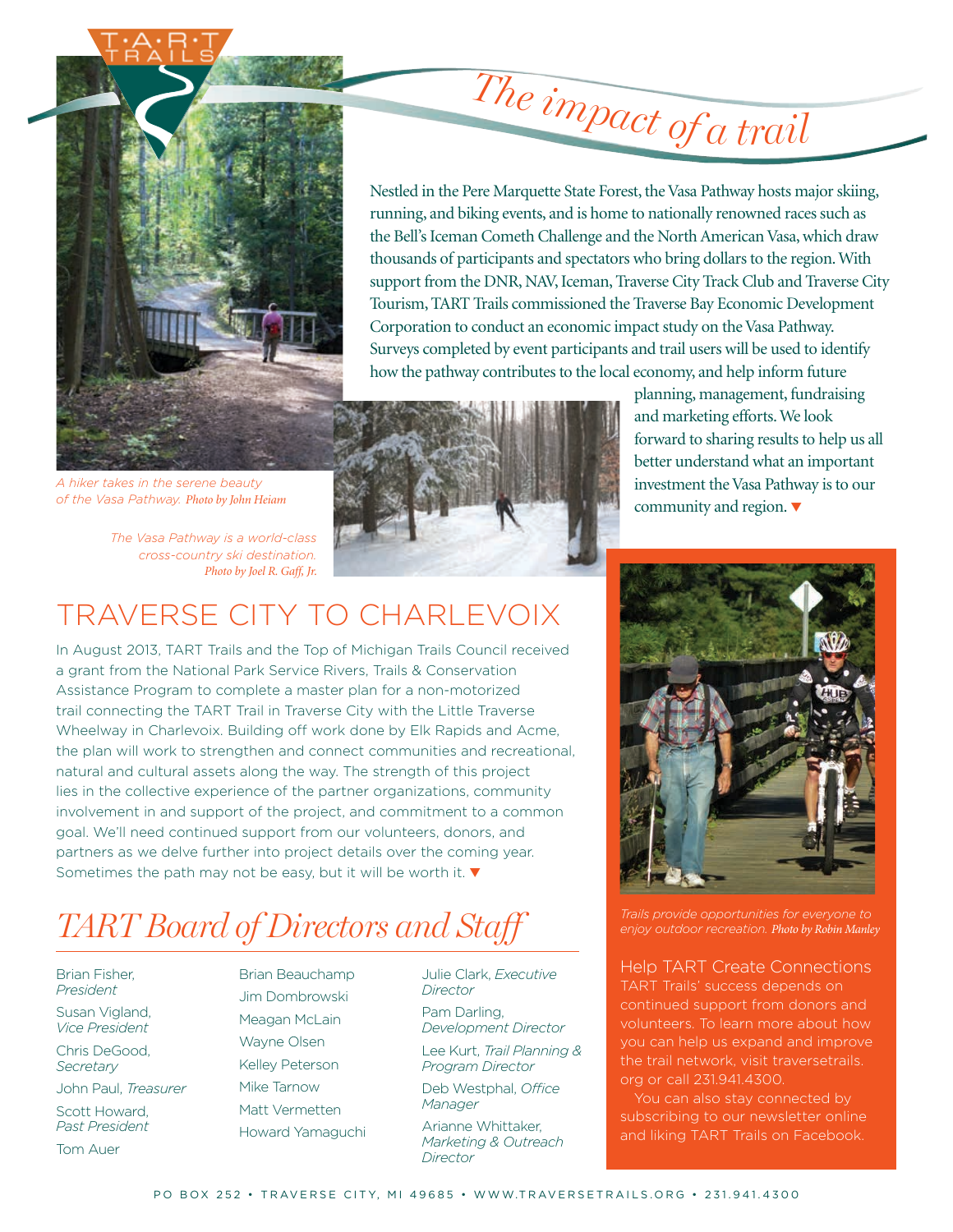# The impact of a trail

Nestled in the Pere Marquette State Forest, the Vasa Pathway hosts major skiing, running, and biking events, and is home to nationally renowned races such as the Bell's Iceman Cometh Challenge and the North American Vasa, which draw thousands of participants and spectators who bring dollars to the region. With support from the DNR, NAV, Iceman, Traverse City Track Club and Traverse City Tourism, TART Trails commissioned the Traverse Bay Economic Development Corporation to conduct an economic impact study on the Vasa Pathway. Surveys completed by event participants and trail users will be used to identify how the pathway contributes to the local economy, and help inform future planning, management, fundraising and marketing efforts. We look forward to sharing results to help us all better understand what an important investment the Vasa Pathway is to our community and region. ▼

*A hiker takes in the serene beauty of the Vasa Pathway.* Photo by John Heiam

*The Vasa Pathway is a world-class cross-country ski destination.* Photo by Joel R. Gaff, Jr.

## TRAVERSE CITY TO CHARLEVOIX

In August 2013, TART Trails and the Top of Michigan Trails Council received a grant from the National Park Service Rivers, Trails & Conservation Assistance Program to complete a master plan for a non-motorized trail connecting the TART Trail in Traverse City with the Little Traverse Wheelway in Charlevoix. Building off work done by Elk Rapids and Acme, the plan will work to strengthen and connect communities and recreational, natural and cultural assets along the way. The strength of this project lies in the collective experience of the partner organizations, community involvement in and support of the project, and commitment to a common goal. We'll need continued support from our volunteers, donors, and partners as we delve further into project details over the coming year. Sometimes the path may not be easy, but it will be worth it. ▼

*Trails provide opportunities for everyone to enjoy outdoor recreation.* Photo by Robin Manley

## TART Board of Directors and Staff

Brian Fisher, *President*

Susan Vigland, *Vice President*

Chris DeGood, *Secretary*

John Paul, *Treasurer*

Scott Howard, *Past President*

Tom Auer

Brian Beauchamp

Jim Dombrowski

Meagan McLain

Wayne Olsen

Kelley Peterson

Mike Tarnow

Matt Vermetten

Howard Yamaguchi

Julie Clark, *Executive Director*

Pam Darling, *Development Director*

Lee Kurt, *Trail Planning & Program Director*

Deb Westphal, *Office Manager*

Arianne Whittaker, *Marketing & Outreach Director*

### Help TART Create Connections

TART Trails' success depends on continued support from donors and volunteers. To learn more about how you can help us expand and improve the trail network, visit traversetrails.org or call 231.941.4300.

You can also stay connected by subscribing to our newsletter online and liking TART Trails on Facebook.

PO BOX 252 • TRAVERSE CITY, MI 49685 • WWW.TRAVERSETRAILS.ORG • 231.941.4300